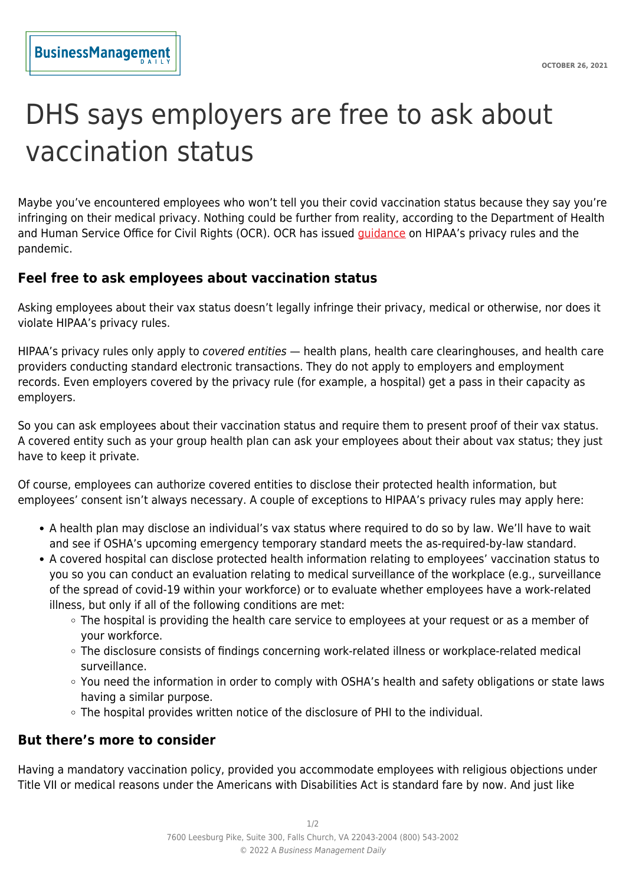# DHS says employers are free to ask about vaccination status

Maybe you've encountered employees who won't tell you their covid vaccination status because they say you're infringing on their medical privacy. Nothing could be further from reality, according to the Department of Health and Human Service Office for Civil Rights (OCR). OCR has issued guidance on HIPAA's privacy rules and the pandemic.

## Feel free to ask employees about vaccination status

Asking employees about their vax status doesn't legally infringe their privacy, medical or otherwise, nor does it violate HIPAA's privacy rules.

HIPAA's privacy rules only apply to *covered entities* — health plans, health care clearinghouses, and health care providers conducting standard electronic transactions. They do not apply to employers and employment records. Even employers covered by the privacy rule (for example, a hospital) get a pass in their capacity as employers.

So you can ask employees about their vaccination status and require them to present proof of their vax status. A covered entity such as your group health plan can ask your employees about their about vax status; they just have to keep it private.

Of course, employees can authorize covered entities to disclose their protected health information, but employees' consent isn't always necessary. A couple of exceptions to HIPAA's privacy rules may apply here:

- A health plan may disclose an individual's vax status where required to do so by law. We'll have to wait and see if OSHA's upcoming emergency temporary standard meets the as-required-by-law standard.
- A covered hospital can disclose protected health information relating to employees' vaccination status to you so you can conduct an evaluation relating to medical surveillance of the workplace (e.g., surveillance of the spread of covid-19 within your workforce) or to evaluate whether employees have a work-related illness, but only if all of the following conditions are met:
  - The hospital is providing the health care service to employees at your request or as a member of your workforce.
  - The disclosure consists of findings concerning work-related illness or workplace-related medical surveillance.
  - You need the information in order to comply with OSHA's health and safety obligations or state laws having a similar purpose.
  - The hospital provides written notice of the disclosure of PHI to the individual.

## But there's more to consider

Having a mandatory vaccination policy, provided you accommodate employees with religious objections under Title VII or medical reasons under the Americans with Disabilities Act is standard fare by now. And just like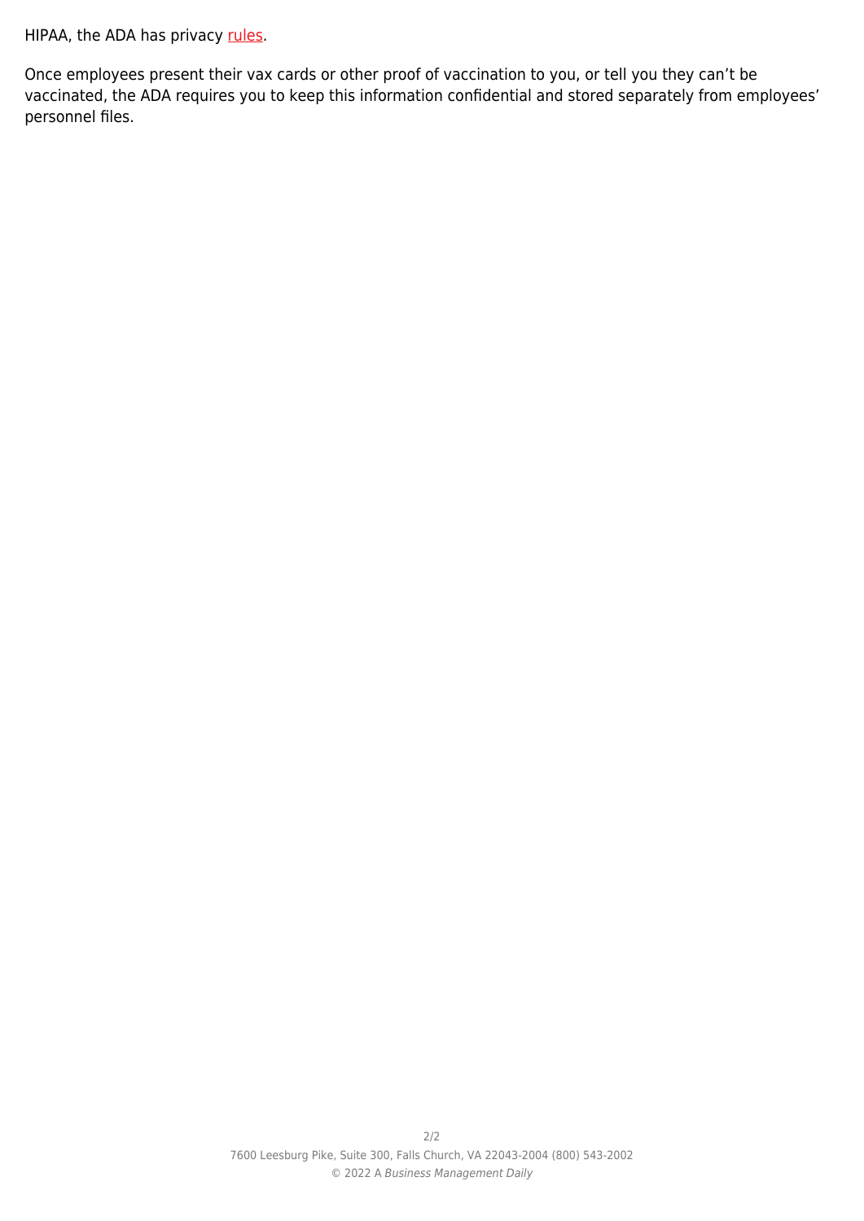HIPAA, the ADA has privacy rules.

Once employees present their vax cards or other proof of vaccination to you, or tell you they can't be vaccinated, the ADA requires you to keep this information confidential and stored separately from employees' personnel files.